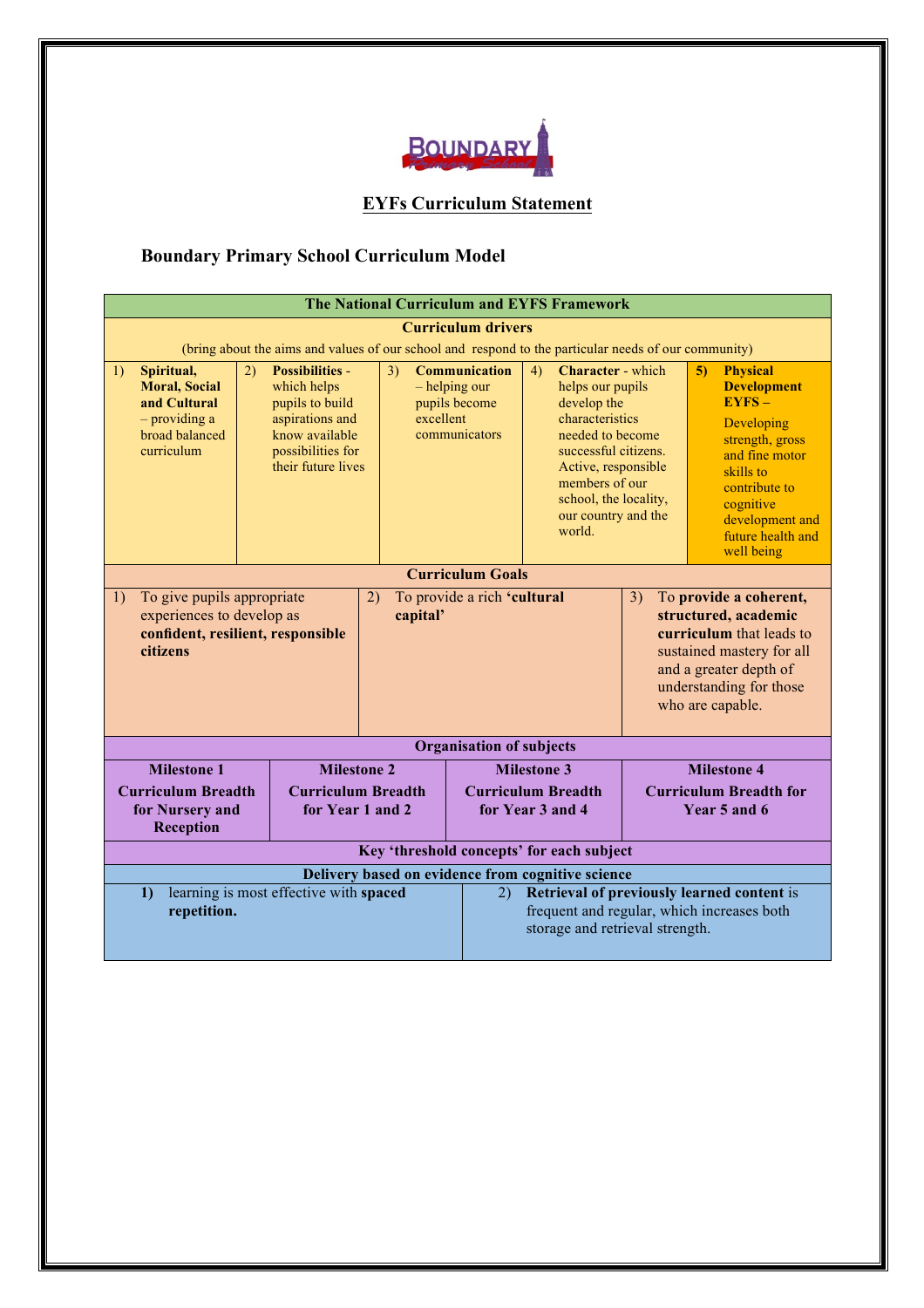# EYFs Curriculum Statement

## Boundary Primary School Curriculum Model

**The National Curriculum and EYFS Framework**

**Curriculum drivers**

(bring about the aims and values of our school and respond to the particular needs of our community)

| 1) **Spiritual, Moral, Social and Cultural** – providing a broad balanced curriculum | 2) **Possibilities** - which helps pupils to build aspirations and know available possibilities for their future lives | 3) **Communication** – helping our pupils become excellent communicators | 4) **Character** - which helps our pupils develop the characteristics needed to become successful citizens. Active, responsible members of our school, the locality, our country and the world. | 5) **Physical Development EYFS** – Developing strength, gross and fine motor skills to contribute to cognitive development and future health and well being |
|---|---|---|---|---|

**Curriculum Goals**

| 1) To give pupils appropriate experiences to develop as **confident, resilient, responsible citizens** | 2) To provide a rich **'cultural capital'** | 3) To **provide a coherent, structured, academic curriculum** that leads to sustained mastery for all and a greater depth of understanding for those who are capable. |
|---|---|---|

**Organisation of subjects**

| Milestone 1 | Milestone 2 | Milestone 3 | Milestone 4 |
|---|---|---|---|
| **Curriculum Breadth for Nursery and Reception** | **Curriculum Breadth for Year 1 and 2** | **Curriculum Breadth for Year 3 and 4** | **Curriculum Breadth for Year 5 and 6** |

**Key 'threshold concepts' for each subject**

**Delivery based on evidence from cognitive science**

| 1) learning is most effective with **spaced repetition.** | 2) **Retrieval of previously learned content** is frequent and regular, which increases both storage and retrieval strength. |
|---|---|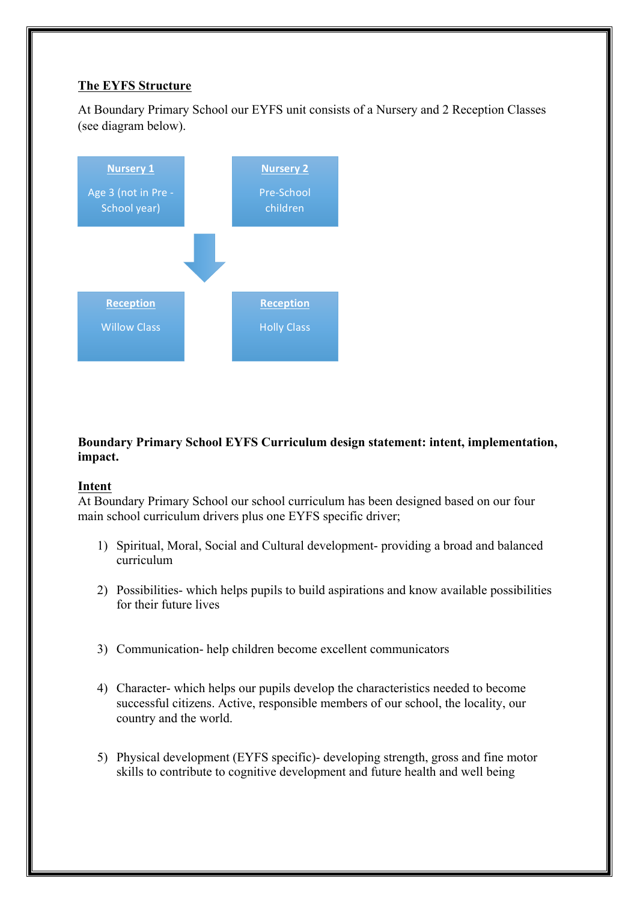## The EYFS Structure

At Boundary Primary School our EYFS unit consists of a Nursery and 2 Reception Classes (see diagram below).

**Nursery 1**
Age 3 (not in Pre - School year)

**Nursery 2**
Pre-School children

**Reception**
Willow Class

**Reception**
Holly Class

**Boundary Primary School EYFS Curriculum design statement: intent, implementation, impact.**

## Intent

At Boundary Primary School our school curriculum has been designed based on our four main school curriculum drivers plus one EYFS specific driver;

1) Spiritual, Moral, Social and Cultural development- providing a broad and balanced curriculum

2) Possibilities- which helps pupils to build aspirations and know available possibilities for their future lives

3) Communication- help children become excellent communicators

4) Character- which helps our pupils develop the characteristics needed to become successful citizens. Active, responsible members of our school, the locality, our country and the world.

5) Physical development (EYFS specific)- developing strength, gross and fine motor skills to contribute to cognitive development and future health and well being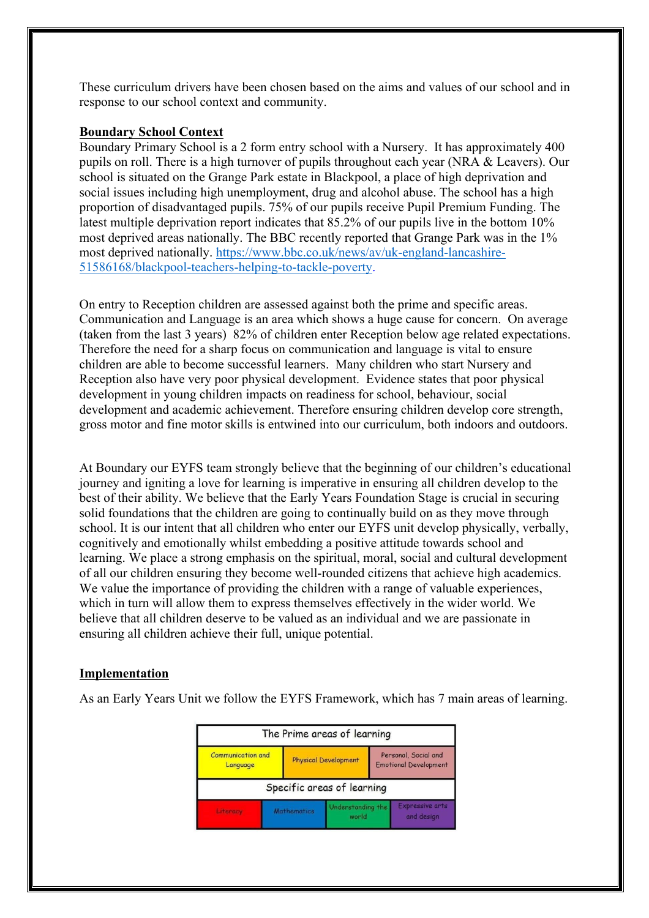These curriculum drivers have been chosen based on the aims and values of our school and in response to our school context and community.

**Boundary School Context**

Boundary Primary School is a 2 form entry school with a Nursery. It has approximately 400 pupils on roll. There is a high turnover of pupils throughout each year (NRA & Leavers). Our school is situated on the Grange Park estate in Blackpool, a place of high deprivation and social issues including high unemployment, drug and alcohol abuse. The school has a high proportion of disadvantaged pupils. 75% of our pupils receive Pupil Premium Funding. The latest multiple deprivation report indicates that 85.2% of our pupils live in the bottom 10% most deprived areas nationally. The BBC recently reported that Grange Park was in the 1% most deprived nationally. https://www.bbc.co.uk/news/av/uk-england-lancashire-51586168/blackpool-teachers-helping-to-tackle-poverty.

On entry to Reception children are assessed against both the prime and specific areas. Communication and Language is an area which shows a huge cause for concern. On average (taken from the last 3 years) 82% of children enter Reception below age related expectations. Therefore the need for a sharp focus on communication and language is vital to ensure children are able to become successful learners. Many children who start Nursery and Reception also have very poor physical development. Evidence states that poor physical development in young children impacts on readiness for school, behaviour, social development and academic achievement. Therefore ensuring children develop core strength, gross motor and fine motor skills is entwined into our curriculum, both indoors and outdoors.

At Boundary our EYFS team strongly believe that the beginning of our children's educational journey and igniting a love for learning is imperative in ensuring all children develop to the best of their ability. We believe that the Early Years Foundation Stage is crucial in securing solid foundations that the children are going to continually build on as they move through school. It is our intent that all children who enter our EYFS unit develop physically, verbally, cognitively and emotionally whilst embedding a positive attitude towards school and learning. We place a strong emphasis on the spiritual, moral, social and cultural development of all our children ensuring they become well-rounded citizens that achieve high academics. We value the importance of providing the children with a range of valuable experiences, which in turn will allow them to express themselves effectively in the wider world. We believe that all children deserve to be valued as an individual and we are passionate in ensuring all children achieve their full, unique potential.

**Implementation**

As an Early Years Unit we follow the EYFS Framework, which has 7 main areas of learning.

| The Prime areas of learning | | | |
|---|---|---|---|
| Communication and Language | Physical Development | Personal, Social and Emotional Development | |
| **Specific areas of learning** | | | |
| Literacy | Mathematics | Understanding the world | Expressive arts and design |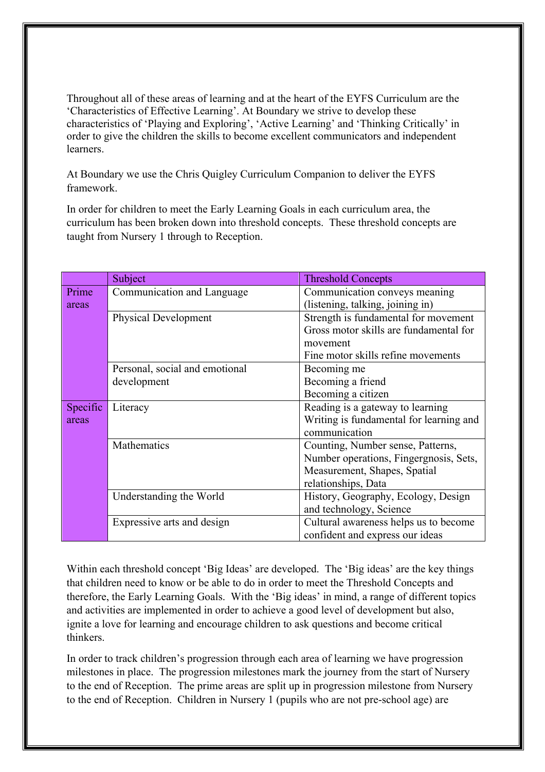Throughout all of these areas of learning and at the heart of the EYFS Curriculum are the 'Characteristics of Effective Learning'. At Boundary we strive to develop these characteristics of 'Playing and Exploring', 'Active Learning' and 'Thinking Critically' in order to give the children the skills to become excellent communicators and independent learners.

At Boundary we use the Chris Quigley Curriculum Companion to deliver the EYFS framework.

In order for children to meet the Early Learning Goals in each curriculum area, the curriculum has been broken down into threshold concepts. These threshold concepts are taught from Nursery 1 through to Reception.

| | Subject | Threshold Concepts |
|---|---|---|
| Prime areas | Communication and Language | Communication conveys meaning (listening, talking, joining in) |
| | Physical Development | Strength is fundamental for movement<br>Gross motor skills are fundamental for movement<br>Fine motor skills refine movements |
| | Personal, social and emotional development | Becoming me<br>Becoming a friend<br>Becoming a citizen |
| Specific areas | Literacy | Reading is a gateway to learning<br>Writing is fundamental for learning and communication |
| | Mathematics | Counting, Number sense, Patterns, Number operations, Fingergnosis, Sets, Measurement, Shapes, Spatial relationships, Data |
| | Understanding the World | History, Geography, Ecology, Design and technology, Science |
| | Expressive arts and design | Cultural awareness helps us to become confident and express our ideas |

Within each threshold concept 'Big Ideas' are developed. The 'Big ideas' are the key things that children need to know or be able to do in order to meet the Threshold Concepts and therefore, the Early Learning Goals. With the 'Big ideas' in mind, a range of different topics and activities are implemented in order to achieve a good level of development but also, ignite a love for learning and encourage children to ask questions and become critical thinkers.

In order to track children's progression through each area of learning we have progression milestones in place. The progression milestones mark the journey from the start of Nursery to the end of Reception. The prime areas are split up in progression milestone from Nursery to the end of Reception. Children in Nursery 1 (pupils who are not pre-school age) are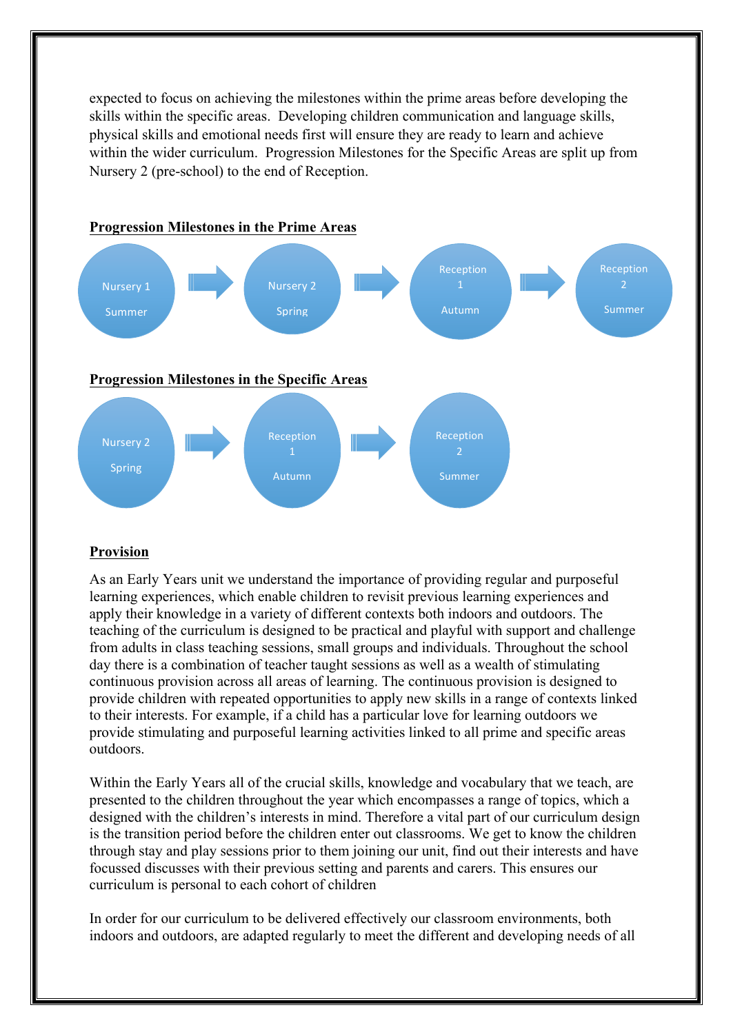expected to focus on achieving the milestones within the prime areas before developing the skills within the specific areas. Developing children communication and language skills, physical skills and emotional needs first will ensure they are ready to learn and achieve within the wider curriculum. Progression Milestones for the Specific Areas are split up from Nursery 2 (pre-school) to the end of Reception.

**Progression Milestones in the Prime Areas**

Nursery 1 Summer → Nursery 2 Spring → Reception 1 Autumn → Reception 2 Summer

**Progression Milestones in the Specific Areas**

Nursery 2 Spring → Reception 1 Autumn → Reception 2 Summer

**Provision**

As an Early Years unit we understand the importance of providing regular and purposeful learning experiences, which enable children to revisit previous learning experiences and apply their knowledge in a variety of different contexts both indoors and outdoors. The teaching of the curriculum is designed to be practical and playful with support and challenge from adults in class teaching sessions, small groups and individuals. Throughout the school day there is a combination of teacher taught sessions as well as a wealth of stimulating continuous provision across all areas of learning. The continuous provision is designed to provide children with repeated opportunities to apply new skills in a range of contexts linked to their interests. For example, if a child has a particular love for learning outdoors we provide stimulating and purposeful learning activities linked to all prime and specific areas outdoors.

Within the Early Years all of the crucial skills, knowledge and vocabulary that we teach, are presented to the children throughout the year which encompasses a range of topics, which a designed with the children's interests in mind. Therefore a vital part of our curriculum design is the transition period before the children enter out classrooms. We get to know the children through stay and play sessions prior to them joining our unit, find out their interests and have focussed discusses with their previous setting and parents and carers. This ensures our curriculum is personal to each cohort of children

In order for our curriculum to be delivered effectively our classroom environments, both indoors and outdoors, are adapted regularly to meet the different and developing needs of all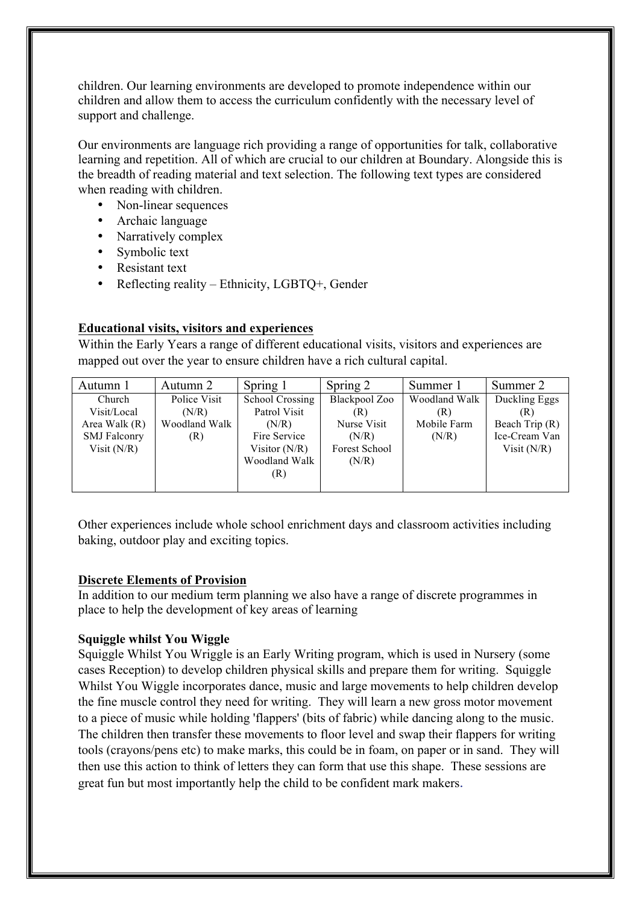children. Our learning environments are developed to promote independence within our children and allow them to access the curriculum confidently with the necessary level of support and challenge.

Our environments are language rich providing a range of opportunities for talk, collaborative learning and repetition. All of which are crucial to our children at Boundary. Alongside this is the breadth of reading material and text selection. The following text types are considered when reading with children.

- Non-linear sequences
- Archaic language
- Narratively complex
- Symbolic text
- Resistant text
- Reflecting reality – Ethnicity, LGBTQ+, Gender

**Educational visits, visitors and experiences**

Within the Early Years a range of different educational visits, visitors and experiences are mapped out over the year to ensure children have a rich cultural capital.

| Autumn 1 | Autumn 2 | Spring 1 | Spring 2 | Summer 1 | Summer 2 |
|---|---|---|---|---|---|
| Church Visit/Local Area Walk (R) SMJ Falconry Visit (N/R) | Police Visit (N/R) Woodland Walk (R) | School Crossing Patrol Visit (N/R) Fire Service Visitor (N/R) Woodland Walk (R) | Blackpool Zoo (R) Nurse Visit (N/R) Forest School (N/R) | Woodland Walk (R) Mobile Farm (N/R) | Duckling Eggs (R) Beach Trip (R) Ice-Cream Van Visit (N/R) |

Other experiences include whole school enrichment days and classroom activities including baking, outdoor play and exciting topics.

**Discrete Elements of Provision**

In addition to our medium term planning we also have a range of discrete programmes in place to help the development of key areas of learning

**Squiggle whilst You Wiggle**

Squiggle Whilst You Wriggle is an Early Writing program, which is used in Nursery (some cases Reception) to develop children physical skills and prepare them for writing. Squiggle Whilst You Wiggle incorporates dance, music and large movements to help children develop the fine muscle control they need for writing. They will learn a new gross motor movement to a piece of music while holding 'flappers' (bits of fabric) while dancing along to the music. The children then transfer these movements to floor level and swap their flappers for writing tools (crayons/pens etc) to make marks, this could be in foam, on paper or in sand. They will then use this action to think of letters they can form that use this shape. These sessions are great fun but most importantly help the child to be confident mark makers.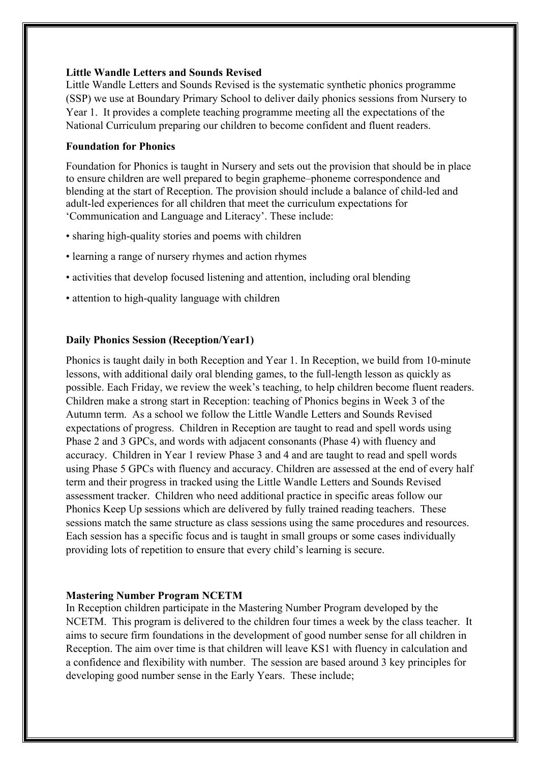**Little Wandle Letters and Sounds Revised**

Little Wandle Letters and Sounds Revised is the systematic synthetic phonics programme (SSP) we use at Boundary Primary School to deliver daily phonics sessions from Nursery to Year 1. It provides a complete teaching programme meeting all the expectations of the National Curriculum preparing our children to become confident and fluent readers.

**Foundation for Phonics**

Foundation for Phonics is taught in Nursery and sets out the provision that should be in place to ensure children are well prepared to begin grapheme–phoneme correspondence and blending at the start of Reception. The provision should include a balance of child-led and adult-led experiences for all children that meet the curriculum expectations for 'Communication and Language and Literacy'. These include:

- sharing high-quality stories and poems with children
- learning a range of nursery rhymes and action rhymes
- activities that develop focused listening and attention, including oral blending
- attention to high-quality language with children

**Daily Phonics Session (Reception/Year1)**

Phonics is taught daily in both Reception and Year 1. In Reception, we build from 10-minute lessons, with additional daily oral blending games, to the full-length lesson as quickly as possible. Each Friday, we review the week's teaching, to help children become fluent readers. Children make a strong start in Reception: teaching of Phonics begins in Week 3 of the Autumn term. As a school we follow the Little Wandle Letters and Sounds Revised expectations of progress. Children in Reception are taught to read and spell words using Phase 2 and 3 GPCs, and words with adjacent consonants (Phase 4) with fluency and accuracy. Children in Year 1 review Phase 3 and 4 and are taught to read and spell words using Phase 5 GPCs with fluency and accuracy. Children are assessed at the end of every half term and their progress in tracked using the Little Wandle Letters and Sounds Revised assessment tracker. Children who need additional practice in specific areas follow our Phonics Keep Up sessions which are delivered by fully trained reading teachers. These sessions match the same structure as class sessions using the same procedures and resources. Each session has a specific focus and is taught in small groups or some cases individually providing lots of repetition to ensure that every child's learning is secure.

**Mastering Number Program NCETM**

In Reception children participate in the Mastering Number Program developed by the NCETM. This program is delivered to the children four times a week by the class teacher. It aims to secure firm foundations in the development of good number sense for all children in Reception. The aim over time is that children will leave KS1 with fluency in calculation and a confidence and flexibility with number. The session are based around 3 key principles for developing good number sense in the Early Years. These include;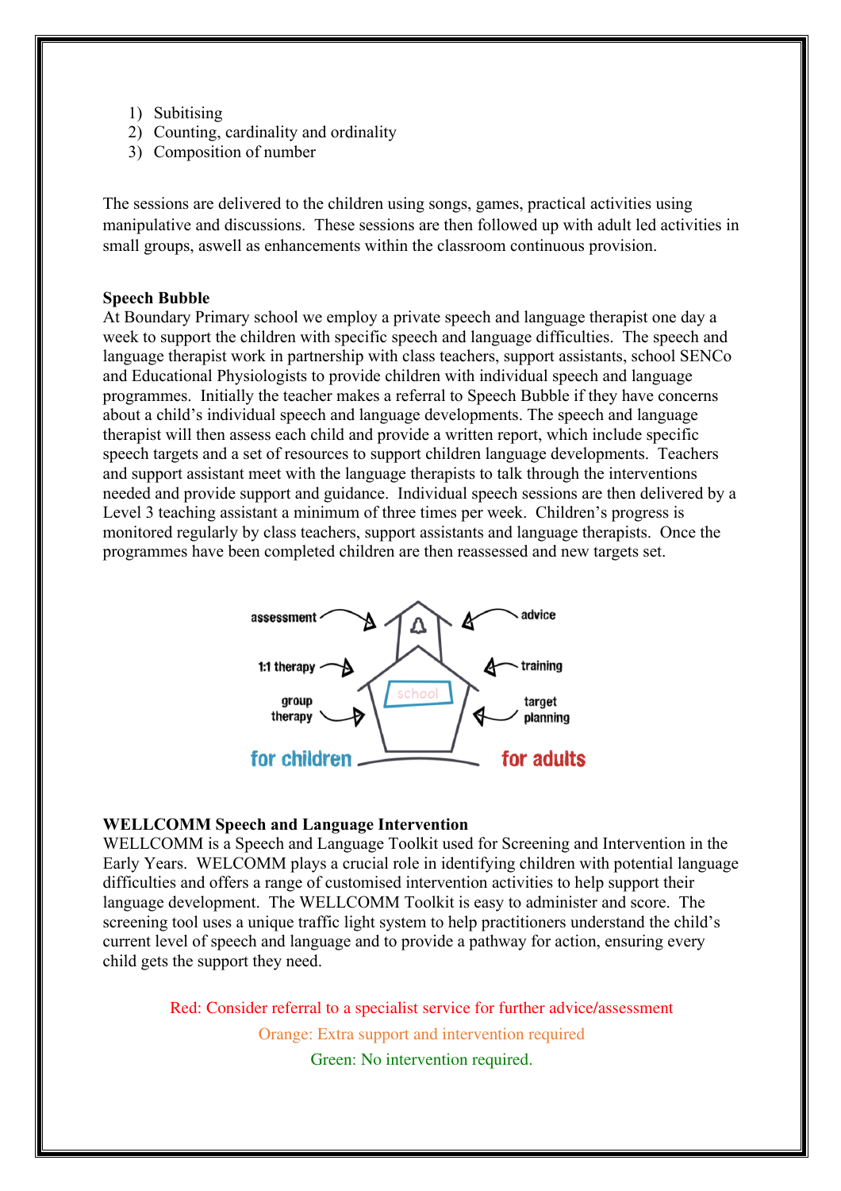1) Subitising
2) Counting, cardinality and ordinality
3) Composition of number

The sessions are delivered to the children using songs, games, practical activities using manipulative and discussions. These sessions are then followed up with adult led activities in small groups, aswell as enhancements within the classroom continuous provision.

**Speech Bubble**
At Boundary Primary school we employ a private speech and language therapist one day a week to support the children with specific speech and language difficulties. The speech and language therapist work in partnership with class teachers, support assistants, school SENCo and Educational Physiologists to provide children with individual speech and language programmes. Initially the teacher makes a referral to Speech Bubble if they have concerns about a child's individual speech and language developments. The speech and language therapist will then assess each child and provide a written report, which include specific speech targets and a set of resources to support children language developments. Teachers and support assistant meet with the language therapists to talk through the interventions needed and provide support and guidance. Individual speech sessions are then delivered by a Level 3 teaching assistant a minimum of three times per week. Children's progress is monitored regularly by class teachers, support assistants and language therapists. Once the programmes have been completed children are then reassessed and new targets set.

assessment — advice
1:1 therapy — training
group therapy — target planning
school
for children — for adults

**WELLCOMM Speech and Language Intervention**
WELLCOMM is a Speech and Language Toolkit used for Screening and Intervention in the Early Years. WELCOMM plays a crucial role in identifying children with potential language difficulties and offers a range of customised intervention activities to help support their language development. The WELLCOMM Toolkit is easy to administer and score. The screening tool uses a unique traffic light system to help practitioners understand the child's current level of speech and language and to provide a pathway for action, ensuring every child gets the support they need.

Red: Consider referral to a specialist service for further advice/assessment

Orange: Extra support and intervention required

Green: No intervention required.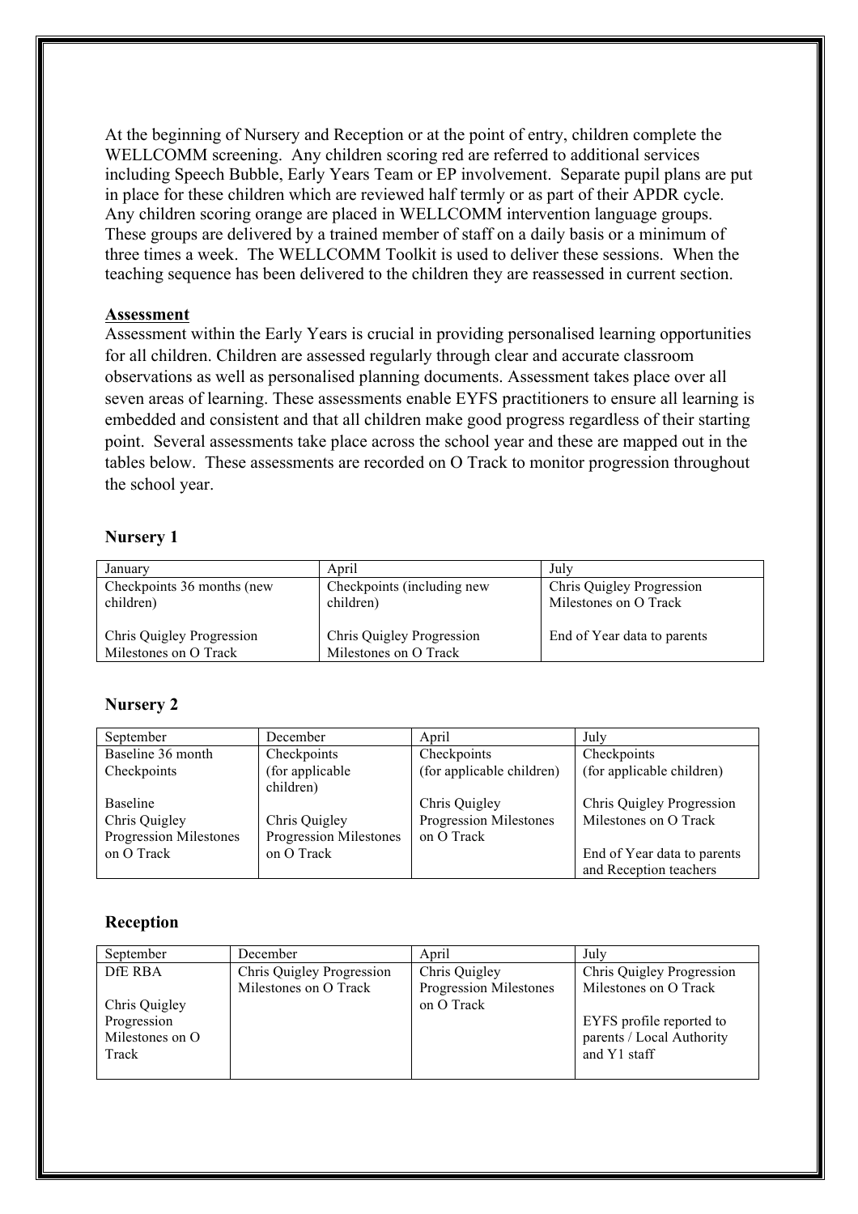At the beginning of Nursery and Reception or at the point of entry, children complete the WELLCOMM screening. Any children scoring red are referred to additional services including Speech Bubble, Early Years Team or EP involvement. Separate pupil plans are put in place for these children which are reviewed half termly or as part of their APDR cycle. Any children scoring orange are placed in WELLCOMM intervention language groups. These groups are delivered by a trained member of staff on a daily basis or a minimum of three times a week. The WELLCOMM Toolkit is used to deliver these sessions. When the teaching sequence has been delivered to the children they are reassessed in current section.

**Assessment**

Assessment within the Early Years is crucial in providing personalised learning opportunities for all children. Children are assessed regularly through clear and accurate classroom observations as well as personalised planning documents. Assessment takes place over all seven areas of learning. These assessments enable EYFS practitioners to ensure all learning is embedded and consistent and that all children make good progress regardless of their starting point. Several assessments take place across the school year and these are mapped out in the tables below. These assessments are recorded on O Track to monitor progression throughout the school year.

### Nursery 1

| January | April | July |
| --- | --- | --- |
| Checkpoints 36 months (new children)<br><br>Chris Quigley Progression Milestones on O Track | Checkpoints (including new children)<br><br>Chris Quigley Progression Milestones on O Track | Chris Quigley Progression Milestones on O Track<br><br>End of Year data to parents |

### Nursery 2

| September | December | April | July |
| --- | --- | --- | --- |
| Baseline 36 month Checkpoints<br><br>Baseline Chris Quigley Progression Milestones on O Track | Checkpoints (for applicable children)<br><br>Chris Quigley Progression Milestones on O Track | Checkpoints (for applicable children)<br><br>Chris Quigley Progression Milestones on O Track | Checkpoints (for applicable children)<br><br>Chris Quigley Progression Milestones on O Track<br><br>End of Year data to parents and Reception teachers |

### Reception

| September | December | April | July |
| --- | --- | --- | --- |
| DfE RBA<br><br>Chris Quigley Progression Milestones on O Track | Chris Quigley Progression Milestones on O Track | Chris Quigley Progression Milestones on O Track | Chris Quigley Progression Milestones on O Track<br><br>EYFS profile reported to parents / Local Authority and Y1 staff |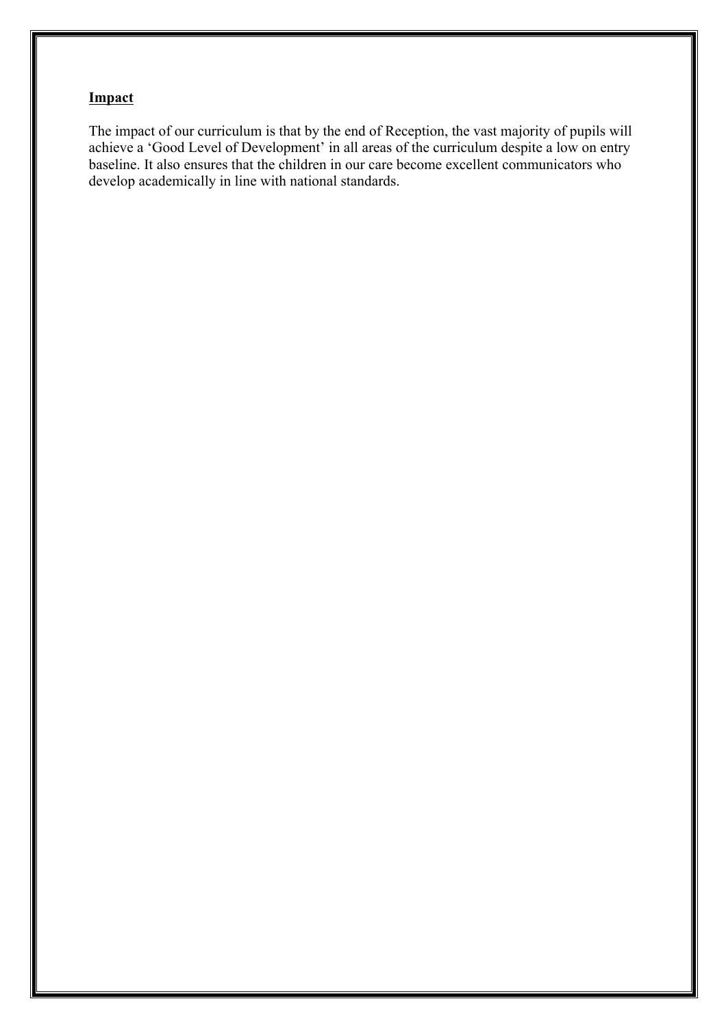**Impact**

The impact of our curriculum is that by the end of Reception, the vast majority of pupils will achieve a 'Good Level of Development' in all areas of the curriculum despite a low on entry baseline. It also ensures that the children in our care become excellent communicators who develop academically in line with national standards.